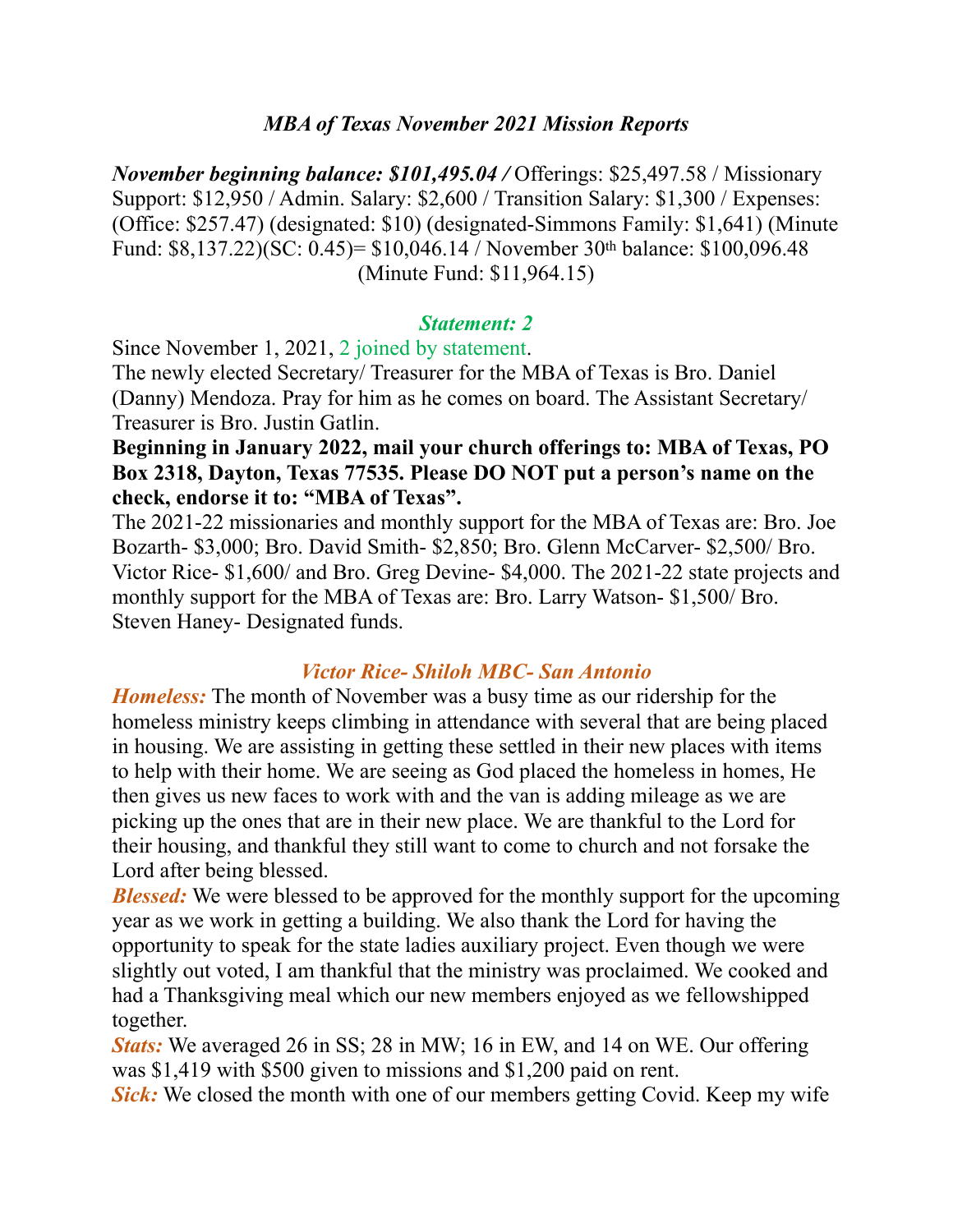## *MBA of Texas November 2021 Mission Reports*

***November beginning balance: $101,495.04 /*** Offerings: $25,497.58 / Missionary Support: $12,950 / Admin. Salary: $2,600 / Transition Salary: $1,300 / Expenses: (Office: $257.47) (designated: $10) (designated-Simmons Family: $1,641) (Minute Fund: $8,137.22)(SC: 0.45)= $10,046.14 / November 30th balance: $100,096.48 (Minute Fund: $11,964.15)

### *Statement: 2*

Since November 1, 2021, 2 joined by statement.

The newly elected Secretary/ Treasurer for the MBA of Texas is Bro. Daniel (Danny) Mendoza. Pray for him as he comes on board. The Assistant Secretary/ Treasurer is Bro. Justin Gatlin.

**Beginning in January 2022, mail your church offerings to: MBA of Texas, PO Box 2318, Dayton, Texas 77535. Please DO NOT put a person's name on the check, endorse it to: "MBA of Texas".**

The 2021-22 missionaries and monthly support for the MBA of Texas are: Bro. Joe Bozarth- $3,000; Bro. David Smith- $2,850; Bro. Glenn McCarver- $2,500/ Bro. Victor Rice- $1,600/ and Bro. Greg Devine- $4,000. The 2021-22 state projects and monthly support for the MBA of Texas are: Bro. Larry Watson- $1,500/ Bro. Steven Haney- Designated funds.

### *Victor Rice- Shiloh MBC- San Antonio*

***Homeless:*** The month of November was a busy time as our ridership for the homeless ministry keeps climbing in attendance with several that are being placed in housing. We are assisting in getting these settled in their new places with items to help with their home. We are seeing as God placed the homeless in homes, He then gives us new faces to work with and the van is adding mileage as we are picking up the ones that are in their new place. We are thankful to the Lord for their housing, and thankful they still want to come to church and not forsake the Lord after being blessed.

***Blessed:*** We were blessed to be approved for the monthly support for the upcoming year as we work in getting a building. We also thank the Lord for having the opportunity to speak for the state ladies auxiliary project. Even though we were slightly out voted, I am thankful that the ministry was proclaimed. We cooked and had a Thanksgiving meal which our new members enjoyed as we fellowshipped together.

***Stats:*** We averaged 26 in SS; 28 in MW; 16 in EW, and 14 on WE. Our offering was $1,419 with $500 given to missions and $1,200 paid on rent.

***Sick:*** We closed the month with one of our members getting Covid. Keep my wife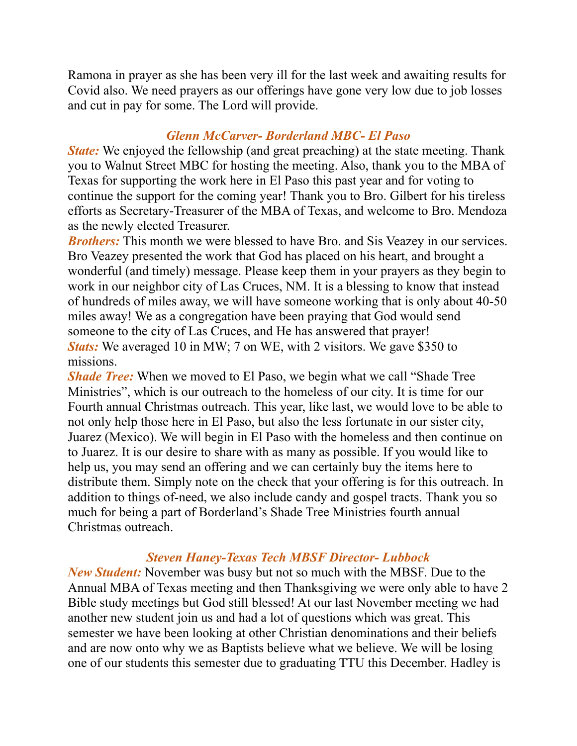Ramona in prayer as she has been very ill for the last week and awaiting results for Covid also. We need prayers as our offerings have gone very low due to job losses and cut in pay for some. The Lord will provide.

### *Glenn McCarver- Borderland MBC- El Paso*

***State:*** We enjoyed the fellowship (and great preaching) at the state meeting. Thank you to Walnut Street MBC for hosting the meeting. Also, thank you to the MBA of Texas for supporting the work here in El Paso this past year and for voting to continue the support for the coming year! Thank you to Bro. Gilbert for his tireless efforts as Secretary-Treasurer of the MBA of Texas, and welcome to Bro. Mendoza as the newly elected Treasurer.

***Brothers:*** This month we were blessed to have Bro. and Sis Veazey in our services. Bro Veazey presented the work that God has placed on his heart, and brought a wonderful (and timely) message. Please keep them in your prayers as they begin to work in our neighbor city of Las Cruces, NM. It is a blessing to know that instead of hundreds of miles away, we will have someone working that is only about 40-50 miles away! We as a congregation have been praying that God would send someone to the city of Las Cruces, and He has answered that prayer!

***Stats:*** We averaged 10 in MW; 7 on WE, with 2 visitors. We gave $350 to missions.

***Shade Tree:*** When we moved to El Paso, we begin what we call "Shade Tree Ministries", which is our outreach to the homeless of our city. It is time for our Fourth annual Christmas outreach. This year, like last, we would love to be able to not only help those here in El Paso, but also the less fortunate in our sister city, Juarez (Mexico). We will begin in El Paso with the homeless and then continue on to Juarez. It is our desire to share with as many as possible. If you would like to help us, you may send an offering and we can certainly buy the items here to distribute them. Simply note on the check that your offering is for this outreach. In addition to things of-need, we also include candy and gospel tracts. Thank you so much for being a part of Borderland's Shade Tree Ministries fourth annual Christmas outreach.

### *Steven Haney-Texas Tech MBSF Director- Lubbock*

***New Student:*** November was busy but not so much with the MBSF. Due to the Annual MBA of Texas meeting and then Thanksgiving we were only able to have 2 Bible study meetings but God still blessed! At our last November meeting we had another new student join us and had a lot of questions which was great. This semester we have been looking at other Christian denominations and their beliefs and are now onto why we as Baptists believe what we believe. We will be losing one of our students this semester due to graduating TTU this December. Hadley is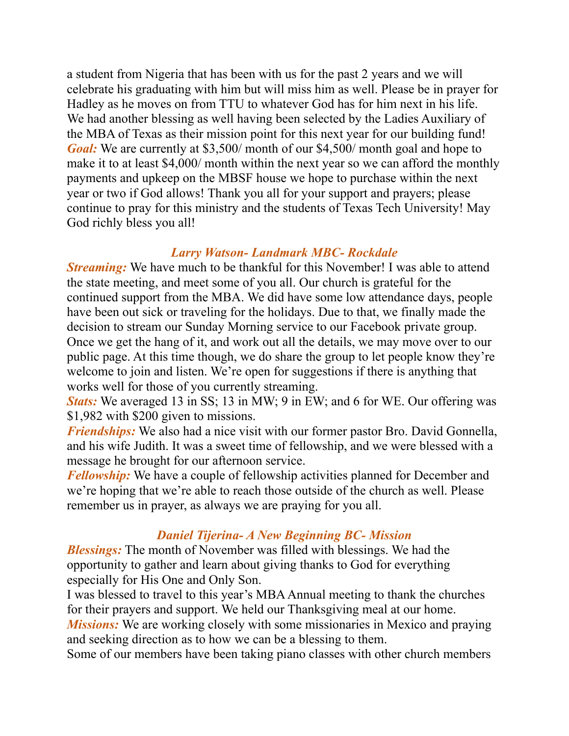a student from Nigeria that has been with us for the past 2 years and we will celebrate his graduating with him but will miss him as well. Please be in prayer for Hadley as he moves on from TTU to whatever God has for him next in his life. We had another blessing as well having been selected by the Ladies Auxiliary of the MBA of Texas as their mission point for this next year for our building fund!
***Goal:*** We are currently at $3,500/ month of our $4,500/ month goal and hope to make it to at least $4,000/ month within the next year so we can afford the monthly payments and upkeep on the MBSF house we hope to purchase within the next year or two if God allows! Thank you all for your support and prayers; please continue to pray for this ministry and the students of Texas Tech University! May God richly bless you all!

### *Larry Watson- Landmark MBC- Rockdale*

***Streaming:*** We have much to be thankful for this November! I was able to attend the state meeting, and meet some of you all. Our church is grateful for the continued support from the MBA. We did have some low attendance days, people have been out sick or traveling for the holidays. Due to that, we finally made the decision to stream our Sunday Morning service to our Facebook private group. Once we get the hang of it, and work out all the details, we may move over to our public page. At this time though, we do share the group to let people know they're welcome to join and listen. We're open for suggestions if there is anything that works well for those of you currently streaming.
***Stats:*** We averaged 13 in SS; 13 in MW; 9 in EW; and 6 for WE. Our offering was $1,982 with $200 given to missions.
***Friendships:*** We also had a nice visit with our former pastor Bro. David Gonnella, and his wife Judith. It was a sweet time of fellowship, and we were blessed with a message he brought for our afternoon service.
***Fellowship:*** We have a couple of fellowship activities planned for December and we're hoping that we're able to reach those outside of the church as well. Please remember us in prayer, as always we are praying for you all.

### *Daniel Tijerina- A New Beginning BC- Mission*

***Blessings:*** The month of November was filled with blessings. We had the opportunity to gather and learn about giving thanks to God for everything especially for His One and Only Son.
I was blessed to travel to this year's MBA Annual meeting to thank the churches for their prayers and support. We held our Thanksgiving meal at our home.
***Missions:*** We are working closely with some missionaries in Mexico and praying and seeking direction as to how we can be a blessing to them.
Some of our members have been taking piano classes with other church members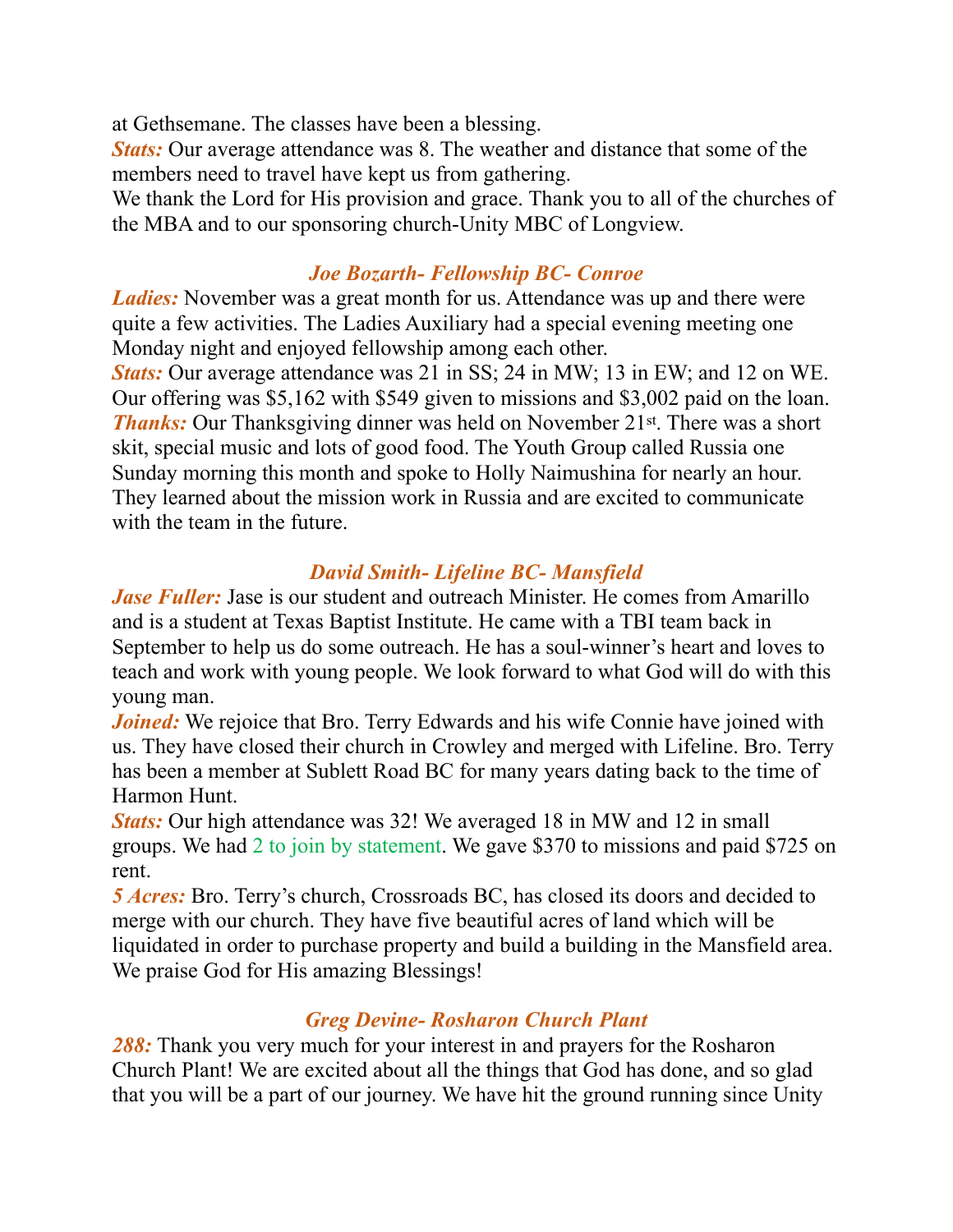at Gethsemane. The classes have been a blessing.

***Stats:*** Our average attendance was 8. The weather and distance that some of the members need to travel have kept us from gathering.

We thank the Lord for His provision and grace. Thank you to all of the churches of the MBA and to our sponsoring church-Unity MBC of Longview.

### *Joe Bozarth- Fellowship BC- Conroe*

***Ladies:*** November was a great month for us. Attendance was up and there were quite a few activities. The Ladies Auxiliary had a special evening meeting one Monday night and enjoyed fellowship among each other.

***Stats:*** Our average attendance was 21 in SS; 24 in MW; 13 in EW; and 12 on WE. Our offering was $5,162 with $549 given to missions and $3,002 paid on the loan.

***Thanks:*** Our Thanksgiving dinner was held on November 21st. There was a short skit, special music and lots of good food. The Youth Group called Russia one Sunday morning this month and spoke to Holly Naimushina for nearly an hour. They learned about the mission work in Russia and are excited to communicate with the team in the future.

### *David Smith- Lifeline BC- Mansfield*

***Jase Fuller:*** Jase is our student and outreach Minister. He comes from Amarillo and is a student at Texas Baptist Institute. He came with a TBI team back in September to help us do some outreach. He has a soul-winner's heart and loves to teach and work with young people. We look forward to what God will do with this young man.

***Joined:*** We rejoice that Bro. Terry Edwards and his wife Connie have joined with us. They have closed their church in Crowley and merged with Lifeline. Bro. Terry has been a member at Sublett Road BC for many years dating back to the time of Harmon Hunt.

***Stats:*** Our high attendance was 32! We averaged 18 in MW and 12 in small groups. We had 2 to join by statement. We gave $370 to missions and paid $725 on rent.

***5 Acres:*** Bro. Terry's church, Crossroads BC, has closed its doors and decided to merge with our church. They have five beautiful acres of land which will be liquidated in order to purchase property and build a building in the Mansfield area. We praise God for His amazing Blessings!

### *Greg Devine- Rosharon Church Plant*

***288:*** Thank you very much for your interest in and prayers for the Rosharon Church Plant! We are excited about all the things that God has done, and so glad that you will be a part of our journey. We have hit the ground running since Unity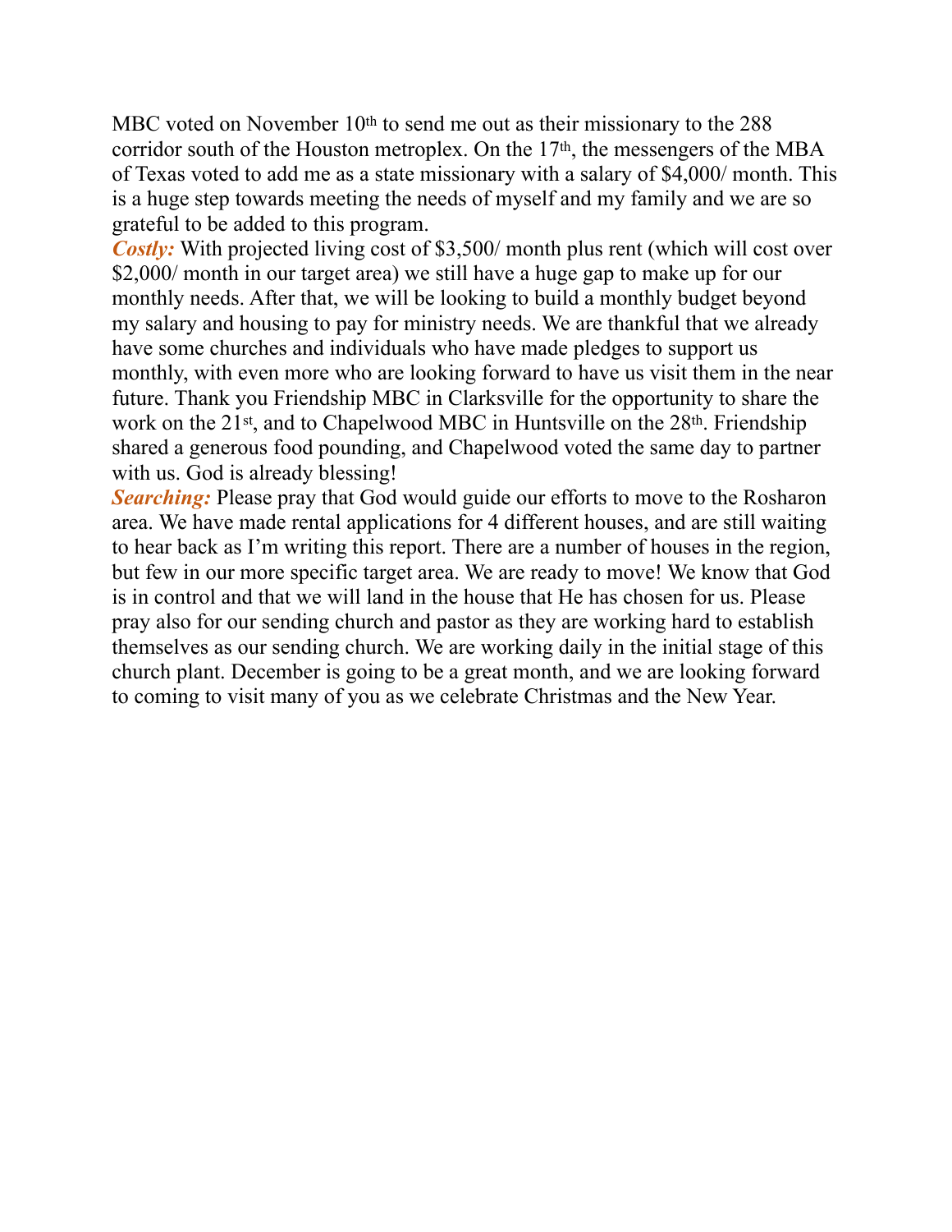MBC voted on November 10th to send me out as their missionary to the 288 corridor south of the Houston metroplex. On the 17th, the messengers of the MBA of Texas voted to add me as a state missionary with a salary of $4,000/ month. This is a huge step towards meeting the needs of myself and my family and we are so grateful to be added to this program.

***Costly:*** With projected living cost of $3,500/ month plus rent (which will cost over $2,000/ month in our target area) we still have a huge gap to make up for our monthly needs. After that, we will be looking to build a monthly budget beyond my salary and housing to pay for ministry needs. We are thankful that we already have some churches and individuals who have made pledges to support us monthly, with even more who are looking forward to have us visit them in the near future. Thank you Friendship MBC in Clarksville for the opportunity to share the work on the 21st, and to Chapelwood MBC in Huntsville on the 28th. Friendship shared a generous food pounding, and Chapelwood voted the same day to partner with us. God is already blessing!

***Searching:*** Please pray that God would guide our efforts to move to the Rosharon area. We have made rental applications for 4 different houses, and are still waiting to hear back as I'm writing this report. There are a number of houses in the region, but few in our more specific target area. We are ready to move! We know that God is in control and that we will land in the house that He has chosen for us. Please pray also for our sending church and pastor as they are working hard to establish themselves as our sending church. We are working daily in the initial stage of this church plant. December is going to be a great month, and we are looking forward to coming to visit many of you as we celebrate Christmas and the New Year.